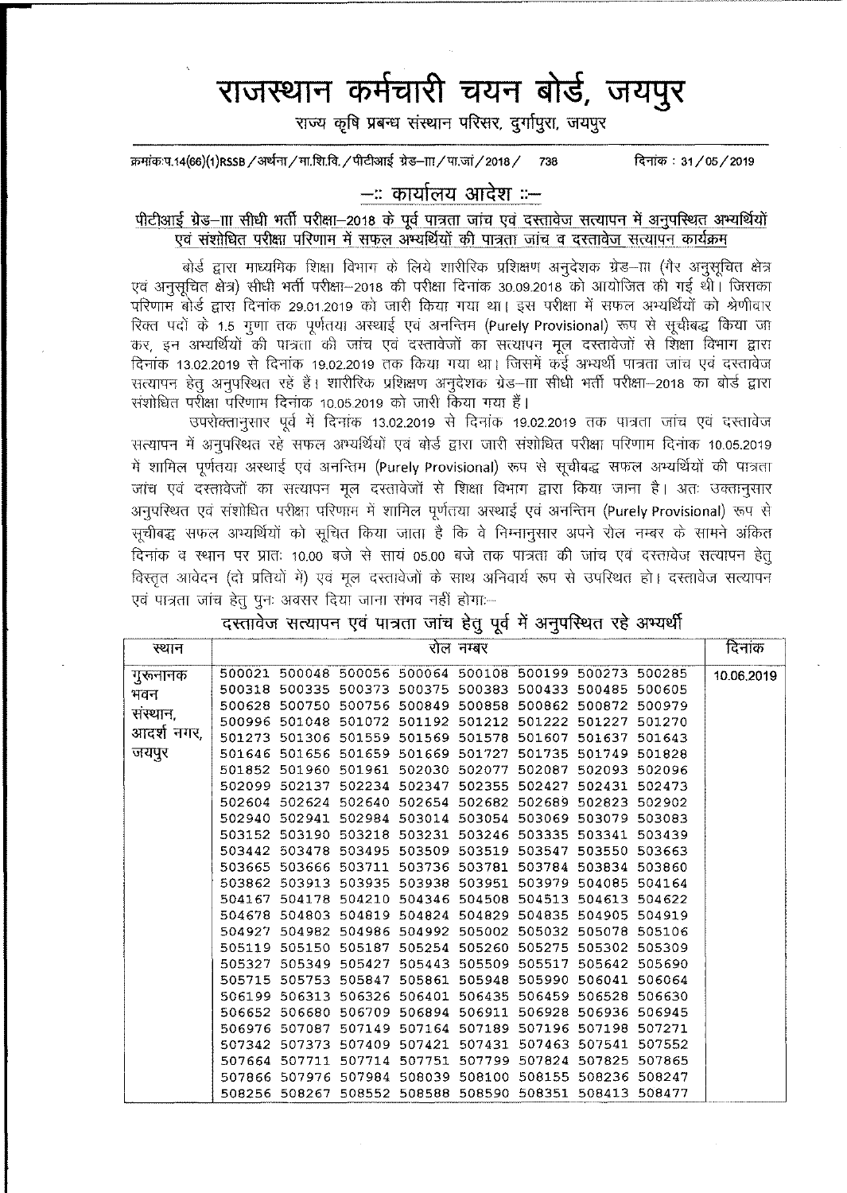# राजस्थान कर्मचारी चयन बोर्ड, जयपुर

राज्य कृषि प्रबन्ध संस्थान परिसर, दुर्गापुरा, जयपुर

क्रमांकःप.14(66)(1)RSSB/अर्थना/मा.शि.वि./पीटीआई ग्रेड–III/पा.जां/2018/ 738 दिनांक : 31/05/2019

## –:: कार्यालय आदेश ::–

**पीटीआई ग्रेड–III सीधी भर्ती परीक्षा–2018 के पूर्व पात्रता जांच एवं दस्तावेज सत्यापन में अनुपस्थित अभ्यर्थियों एवं संशोधित परीक्षा परिणाम में सफल अभ्यर्थियों की पात्रता जांच व दस्तावेज सत्यापन कार्यक्रम**

बोर्ड द्वारा माध्यमिक शिक्षा विभाग के लिये शारीरिक प्रशिक्षण अनुदेशक ग्रेड–III (गैर अनुसूचित क्षेत्र एवं अनुसूचित क्षेत्र) सीधी भर्ती परीक्षा–2018 की परीक्षा दिनांक 30.09.2018 को आयोजित की गई थी। जिसका परिणाम बोर्ड द्वारा दिनांक 29.01.2019 को जारी किया गया था। इस परीक्षा में सफल अभ्यर्थियों को श्रेणीवार रिक्त पदों के 1.5 गुणा तक पूर्णतया अस्थाई एवं अनन्तिम (Purely Provisional) रूप से सूचीबद्ध किया जा कर, इन अभ्यर्थियों की पात्रता की जांच एवं दस्तावेजों का सत्यापन मूल दस्तावेजों से शिक्षा विभाग द्वारा दिनांक 13.02.2019 से दिनांक 19.02.2019 तक किया गया था। जिसमें कई अभ्यर्थी पात्रता जाच एवं दस्तावेज सत्यापन हेतु अनुपस्थित रहे हैं। शारीरिक प्रशिक्षण अनुदेशक ग्रेड–III सीधी भर्ती परीक्षा–2018 का बोर्ड द्वारा संशोधित परीक्षा परिणाम दिनांक 10.05.2019 को जारी किया गया हैं।

उपरोक्तानुसार पूर्व में दिनांक 13.02.2019 से दिनांक 19.02.2019 तक पात्रता जांच एवं दस्तावेज सत्यापन में अनुपस्थित रहे सफल अभ्यर्थियों एवं बोर्ड द्वारा जारी संशोधित परीक्षा परिणाम दिनांक 10.05.2019 में शामिल पूर्णतया अस्थाई एवं अनन्तिम (Purely Provisional) रूप से सूचीबद्ध सफल अभ्यर्थियों की पात्रता जांच एवं दस्तावेजों का सत्यापन मूल दस्तावेजों से शिक्षा विभाग द्वारा किया जाना है। अतः उक्तानुसार अनुपस्थित एवं संशोधित परीक्षा परिणाम में शामिल पूर्णतया अस्थाई एवं अनन्तिम (Purely Provisional) रूप से सूचीबद्ध सफल अभ्यर्थियों को सूचित किया जाता है कि वे निम्नानुसार अपने रोल नम्बर के सामने अंकित दिनांक व स्थान पर प्रातः 10.00 बजे से सायं 05.00 बजे तक पात्रता की जांच एवं दस्तावेज सत्यापन हेतु विस्तृत आवेदन (दो प्रतियों में) एवं मूल दस्तावेजों के साथ अनिवार्य रूप से उपस्थित हो। दस्तावेज सत्यापन एवं पात्रता जांच हेतु पुनः अवसर दिया जाना संभव नहीं होगाः–

### दस्तावेज सत्यापन एवं पात्रता जांच हेतु पूर्व में अनुपस्थित रहे अभ्यर्थी

| स्थान | रोल नम्बर | दिनांक |
|---|---|---|
| गुरूनानक भवन संस्थान, आदर्श नगर, जयपुर | 500021 500048 500056 500064 500108 500199 500273 500285<br>500318 500335 500373 500375 500383 500433 500485 500605<br>500628 500750 500756 500849 500858 500862 500872 500979<br>500996 501048 501072 501192 501212 501222 501227 501270<br>501273 501306 501559 501569 501578 501607 501637 501643<br>501646 501656 501659 501669 501727 501735 501749 501828<br>501852 501960 501961 502030 502077 502087 502093 502096<br>502099 502137 502234 502347 502355 502427 502431 502473<br>502604 502624 502640 502654 502682 502689 502823 502902<br>502940 502941 502984 503014 503054 503069 503079 503083<br>503152 503190 503218 503231 503246 503335 503341 503439<br>503442 503478 503495 503509 503519 503547 503550 503663<br>503665 503666 503711 503736 503781 503784 503834 503860<br>503862 503913 503935 503938 503951 503979 504085 504164<br>504167 504178 504210 504346 504508 504513 504613 504622<br>504678 504803 504819 504824 504829 504835 504905 504919<br>504927 504982 504986 504992 505002 505032 505078 505106<br>505119 505150 505187 505254 505260 505275 505302 505309<br>505327 505349 505427 505443 505509 505517 505642 505690<br>505715 505753 505847 505861 505948 505990 506041 506064<br>506199 506313 506326 506401 506435 506459 506528 506630<br>506652 506680 506709 506894 506911 506928 506936 506945<br>506976 507087 507149 507164 507189 507196 507198 507271<br>507342 507373 507409 507421 507431 507463 507541 507552<br>507664 507711 507714 507751 507799 507824 507825 507865<br>507866 507976 507984 508039 508100 508155 508236 508247<br>508256 508267 508552 508588 508590 508351 508413 508477 | 10.06.2019 |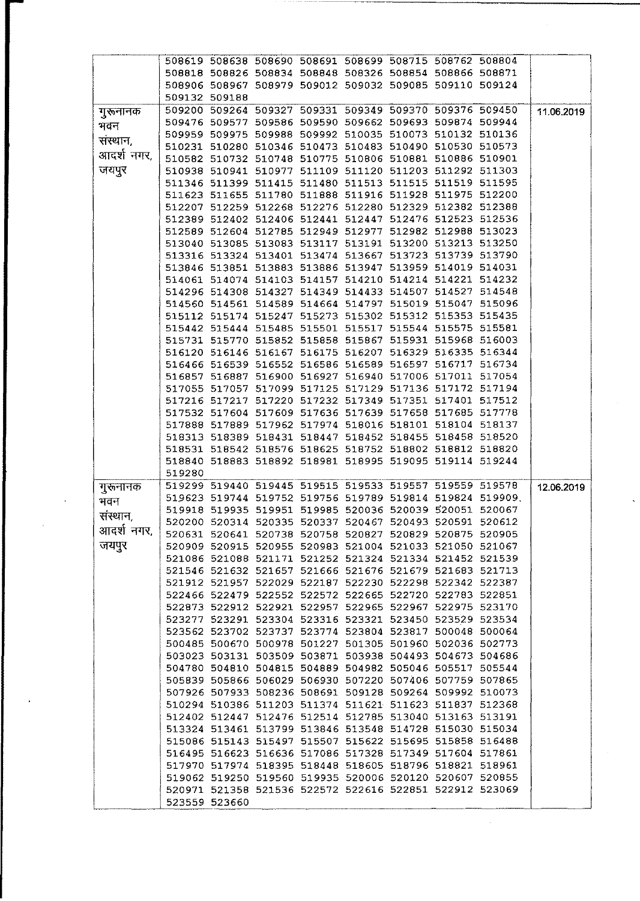| | | |
|---|---|---|
| | 508619 508638 508690 508691 508699 508715 508762 508804 508818 508826 508834 508848 508326 508854 508866 508871 508906 508967 508979 509012 509032 509085 509110 509124 509132 509188 | |
| गुरूनानक भवन संस्थान, आदर्श नगर, जयपुर | 509200 509264 509327 509331 509349 509370 509376 509450 509476 509577 509586 509590 509662 509693 509874 509944 509959 509975 509988 509992 510035 510073 510132 510136 510231 510280 510346 510473 510483 510490 510530 510573 510582 510732 510748 510775 510806 510881 510886 510901 510938 510941 510977 511109 511120 511203 511292 511303 511346 511399 511415 511480 511513 511515 511519 511595 511623 511655 511780 511888 511916 511928 511975 512200 512207 512259 512268 512276 512280 512329 512382 512388 512389 512402 512406 512441 512447 512476 512523 512536 512589 512604 512785 512949 512977 512982 512988 513023 513040 513085 513083 513117 513191 513200 513213 513250 513316 513324 513401 513474 513667 513723 513739 513790 513846 513851 513883 513886 513947 513959 514019 514031 514061 514074 514103 514157 514210 514214 514221 514232 514296 514308 514327 514349 514433 514507 514527 514548 514560 514561 514589 514664 514797 515019 515047 515096 515112 515174 515247 515273 515302 515312 515353 515435 515442 515444 515485 515501 515517 515544 515575 515581 515731 515770 515852 515858 515867 515931 515968 516003 516120 516146 516167 516175 516207 516329 516335 516344 516466 516539 516552 516586 516589 516597 516717 516734 516857 516887 516900 516927 516940 517006 517011 517054 517055 517057 517099 517125 517129 517136 517172 517194 517216 517217 517220 517232 517349 517351 517401 517512 517532 517604 517609 517636 517639 517658 517685 517778 517888 517889 517962 517974 518016 518101 518104 518137 518313 518389 518431 518447 518452 518455 518458 518520 518531 518542 518576 518625 518752 518802 518812 518820 518840 518883 518892 518981 518995 519095 519114 519244 519280 | 11.06.2019 |
| गुरूनानक भवन संस्थान, आदर्श नगर, जयपुर | 519299 519440 519445 519515 519533 519557 519559 519578 519623 519744 519752 519756 519789 519814 519824 519909 519918 519935 519951 519985 520036 520039 520051 520067 520200 520314 520335 520337 520467 520493 520591 520612 520631 520641 520738 520758 520827 520829 520875 520905 520909 520915 520955 520983 521004 521033 521050 521067 521086 521088 521171 521252 521324 521334 521452 521539 521546 521632 521657 521666 521676 521679 521683 521713 521912 521957 522029 522187 522230 522298 522342 522387 522466 522479 522552 522572 522665 522720 522783 522851 522873 522912 522921 522957 522965 522967 522975 523170 523277 523291 523304 523316 523321 523450 523529 523534 523562 523702 523737 523774 523804 523817 500048 500064 500485 500670 500978 501227 501305 501960 502036 502773 503023 503131 503509 503871 503938 504493 504673 504686 504780 504810 504815 504889 504982 505046 505517 505544 505839 505866 506029 506930 507220 507406 507759 507865 507926 507933 508236 508691 509128 509264 509992 510073 510294 510386 511203 511374 511621 511623 511837 512368 512402 512447 512476 512514 512785 513040 513163 513191 513324 513461 513799 513846 513548 514728 515030 515034 515086 515143 515497 515507 515622 515695 515858 516488 516495 516623 516636 517086 517328 517349 517604 517861 517970 517974 518395 518448 518605 518796 518821 518961 519062 519250 519560 519935 520006 520120 520607 520855 520971 521358 521536 522572 522616 522851 522912 523069 523559 523660 | 12.06.2019 |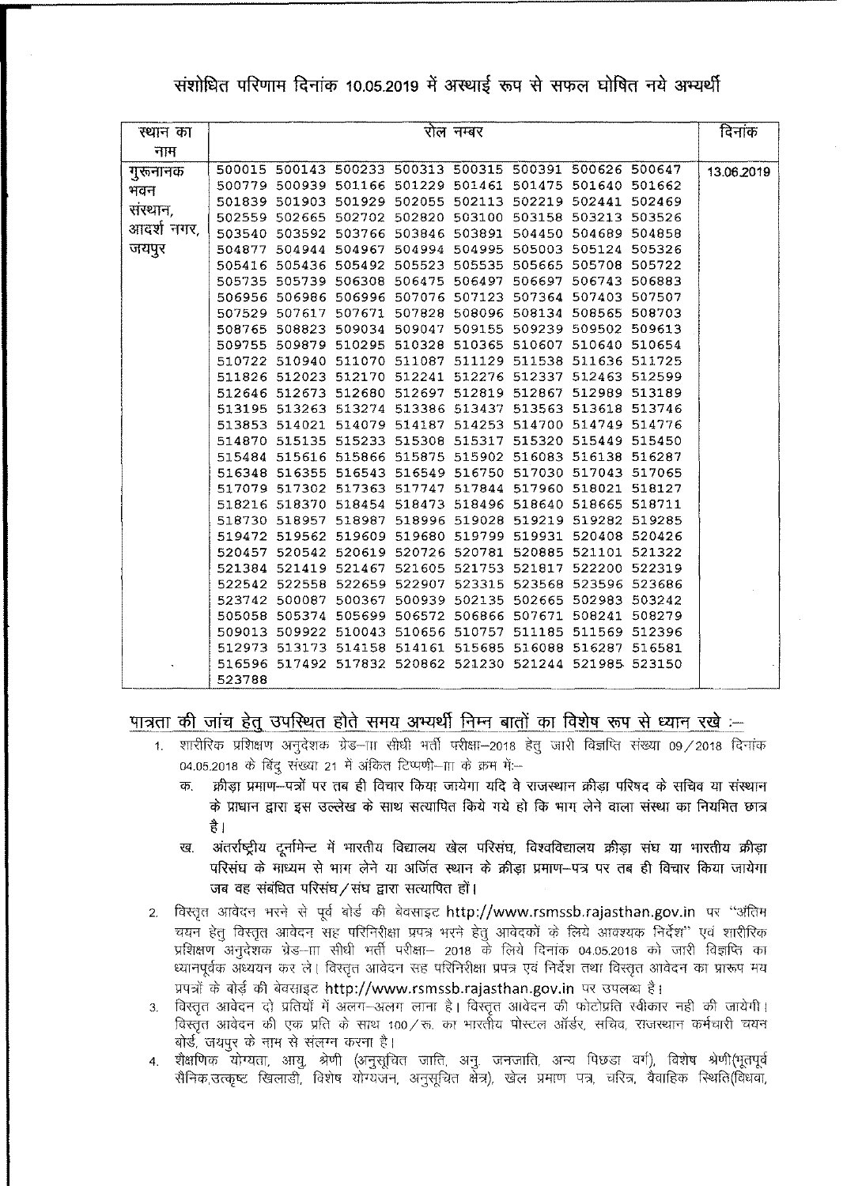## संशोधित परिणाम दिनांक 10.05.2019 में अस्थाई रूप से सफल घोषित नये अभ्यर्थी

| स्थान का नाम | रोल नम्बर | दिनांक |
|---|---|---|
| गुरूनानक भवन संस्थान, आदर्श नगर, जयपुर | 500015 500143 500233 500313 500315 500391 500626 500647 500779 500939 501166 501229 501461 501475 501640 501662 501839 501903 501929 502055 502113 502219 502441 502469 502559 502665 502702 502820 503100 503158 503213 503526 503540 503592 503766 503846 503891 504450 504689 504858 504877 504944 504967 504994 504995 505003 505124 505326 505416 505436 505492 505523 505535 505665 505708 505722 505735 505739 506308 506475 506497 506697 506743 506883 506956 506986 506996 507076 507123 507364 507403 507507 507529 507617 507671 507828 508096 508134 508565 508703 508765 508823 509034 509047 509155 509239 509502 509613 509755 509879 510295 510328 510365 510607 510640 510654 510722 510940 511070 511087 511129 511538 511636 511725 511826 512023 512170 512241 512276 512337 512463 512599 512646 512673 512680 512697 512819 512867 512989 513189 513195 513263 513274 513386 513437 513563 513618 513746 513853 514021 514079 514187 514253 514700 514749 514776 514870 515135 515233 515308 515317 515320 515449 515450 515484 515616 515866 515875 515902 516083 516138 516287 516348 516355 516543 516549 516750 517030 517043 517065 517079 517302 517363 517747 517844 517960 518021 518127 518216 518370 518454 518473 518496 518640 518665 518711 518730 518957 518987 518996 519028 519219 519282 519285 519472 519562 519609 519680 519799 519931 520408 520426 520457 520542 520619 520726 520781 520885 521101 521322 521384 521419 521467 521605 521753 521817 522200 522319 522542 522558 522659 522907 523315 523568 523596 523686 523742 500087 500367 500939 502135 502665 502983 503242 505058 505374 505699 506572 506866 507671 508241 508279 509013 509922 510043 510656 510757 511185 511569 512396 512973 513173 514158 514161 515685 516088 516287 516581 516596 517492 517832 520862 521230 521244 521985 523150 523788 | 13.06.2019 |

**पात्रता की जांच हेतु उपस्थित होते समय अभ्यर्थी निम्न बातों का विशेष रूप से ध्यान रखे :–**

1. शारीरिक प्रशिक्षण अनुदेशक ग्रेड–III सीधी भर्ती परीक्षा–2018 हेतु जारी विज्ञप्ति संख्या 09/2018 दिनांक 04.05.2018 के बिंदु संख्या 21 में अंकित टिप्पणी–III के क्रम में:–
   - क. क्रीड़ा प्रमाण–पत्रों पर तब ही विचार किया जायेगा यदि वे राजस्थान क्रीड़ा परिषद के सचिव या संस्थान के प्रधान द्वारा इस उल्लेख के साथ सत्यापित किये गये हो कि भाग लेने वाला संस्था का नियमित छात्र है।
   - ख. अंतर्राष्ट्रीय टूर्नामेन्ट में भारतीय विद्यालय खेल परिसंघ, विश्वविद्यालय क्रीड़ा संघ या भारतीय क्रीड़ा परिसंघ के माध्यम से भाग लेने या अर्जित स्थान के क्रीड़ा प्रमाण–पत्र पर तब ही विचार किया जायेगा जब वह संबंधित परिसंघ/संघ द्वारा सत्यापित हों।
2. विस्तृत आवेदन भरने से पूर्व बोर्ड की बेवसाइट http://www.rsmssb.rajasthan.gov.in पर "अंतिम चयन हेतु विस्तृत आवेदन सह परिनिरीक्षा प्रपत्र भरने हेतु आवेदकों के लिये आवश्यक निर्देश" एवं शारीरिक प्रशिक्षण अनुदेशक ग्रेड–III सीधी भर्ती परीक्षा– 2018 के लिये दिनांक 04.05.2018 को जारी विज्ञप्ति का ध्यानपूर्वक अध्ययन कर लें। विस्तृत आवेदन सह परिनिरीक्षा प्रपत्र एवं निर्देश तथा विस्तृत आवेदन का प्रारूप मय प्रपत्रों के बोर्ड की बेवसाइट http://www.rsmssb.rajasthan.gov.in पर उपलब्ध है।
3. विस्तृत आवेदन दो प्रतियों में अलग–अलग लाना है। विस्तृत आवेदन की फोटोप्रति स्वीकार नही की जायेगी। विस्तृत आवेदन की एक प्रति के साथ 100/रू. का भारतीय पोस्टल ऑर्डर, सचिव, राजस्थान कर्मचारी चयन बोर्ड, जयपुर के नाम से संलग्न करना है।
4. शैक्षणिक योग्यता, आयु, श्रेणी (अनुसूचित जाति, अनु. जनजाति, अन्य पिछड़ा वर्ग), विशेष श्रेणी(भूतपूर्व सैनिक,उत्कृष्ट खिलाडी, विशेष योग्यजन, अनुसूचित क्षेत्र), खेल प्रमाण पत्र, चरित्र, वैवाहिक स्थिति(विधवा,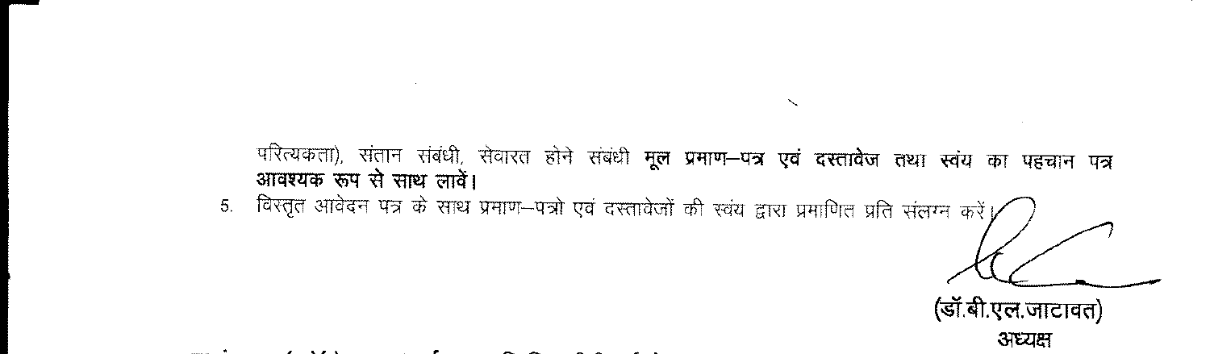परित्यकता), संतान संबंधी, सेवारत होने संबंधी **मूल प्रमाण–पत्र एवं दस्तावेज** तथा स्वंय का पहचान पत्र **आवश्यक रूप से साथ लावें।**

5. विस्तृत आवेदन पत्र के साथ प्रमाण–पत्रो एवं दस्तावेजों की स्वंय द्वारा प्रमाणित प्रति संलग्न करें।

(डॉ.बी.एल.जाटावत)
अध्यक्ष